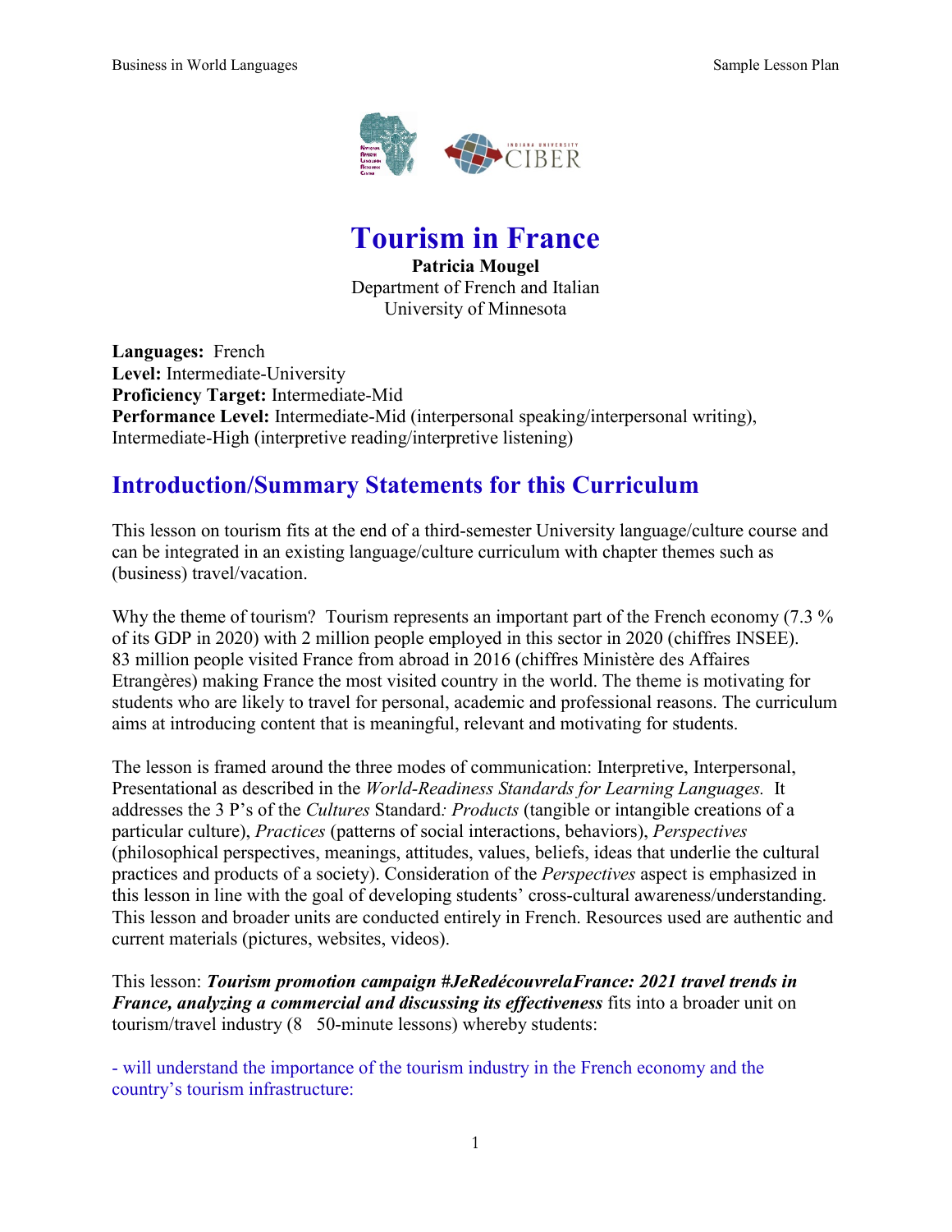# Tourism in France

**Patricia Mougel**
Department of French and Italian
University of Minnesota

**Languages:** French
**Level:** Intermediate-University
**Proficiency Target:** Intermediate-Mid
**Performance Level:** Intermediate-Mid (interpersonal speaking/interpersonal writing), Intermediate-High (interpretive reading/interpretive listening)

## Introduction/Summary Statements for this Curriculum

This lesson on tourism fits at the end of a third-semester University language/culture course and can be integrated in an existing language/culture curriculum with chapter themes such as (business) travel/vacation.

Why the theme of tourism? Tourism represents an important part of the French economy (7.3 % of its GDP in 2020) with 2 million people employed in this sector in 2020 (chiffres INSEE). 83 million people visited France from abroad in 2016 (chiffres Ministère des Affaires Etrangères) making France the most visited country in the world. The theme is motivating for students who are likely to travel for personal, academic and professional reasons. The curriculum aims at introducing content that is meaningful, relevant and motivating for students.

The lesson is framed around the three modes of communication: Interpretive, Interpersonal, Presentational as described in the *World-Readiness Standards for Learning Languages.* It addresses the 3 P's of the *Cultures* Standard*: Products* (tangible or intangible creations of a particular culture), *Practices* (patterns of social interactions, behaviors), *Perspectives* (philosophical perspectives, meanings, attitudes, values, beliefs, ideas that underlie the cultural practices and products of a society). Consideration of the *Perspectives* aspect is emphasized in this lesson in line with the goal of developing students' cross-cultural awareness/understanding. This lesson and broader units are conducted entirely in French. Resources used are authentic and current materials (pictures, websites, videos).

This lesson: ***Tourism promotion campaign #JeRedécouvrelaFrance: 2021 travel trends in France, analyzing a commercial and discussing its effectiveness*** fits into a broader unit on tourism/travel industry (8 50-minute lessons) whereby students:

- will understand the importance of the tourism industry in the French economy and the country's tourism infrastructure: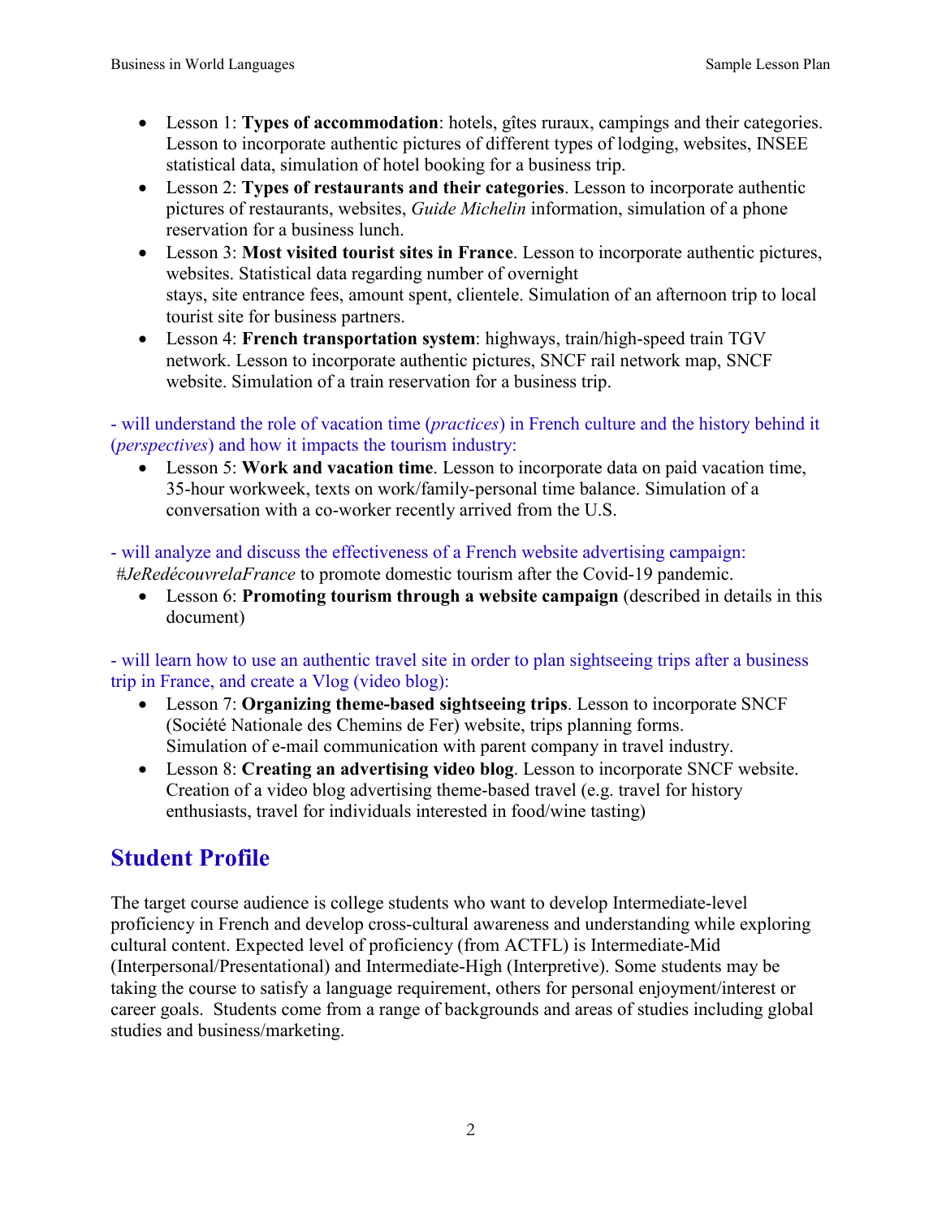- Lesson 1: **Types of accommodation**: hotels, gîtes ruraux, campings and their categories. Lesson to incorporate authentic pictures of different types of lodging, websites, INSEE statistical data, simulation of hotel booking for a business trip.
- Lesson 2: **Types of restaurants and their categories**. Lesson to incorporate authentic pictures of restaurants, websites, *Guide Michelin* information, simulation of a phone reservation for a business lunch.
- Lesson 3: **Most visited tourist sites in France**. Lesson to incorporate authentic pictures, websites. Statistical data regarding number of overnight stays, site entrance fees, amount spent, clientele. Simulation of an afternoon trip to local tourist site for business partners.
- Lesson 4: **French transportation system**: highways, train/high-speed train TGV network. Lesson to incorporate authentic pictures, SNCF rail network map, SNCF website. Simulation of a train reservation for a business trip.

- will understand the role of vacation time (*practices*) in French culture and the history behind it (*perspectives*) and how it impacts the tourism industry:

- Lesson 5: **Work and vacation time**. Lesson to incorporate data on paid vacation time, 35-hour workweek, texts on work/family-personal time balance. Simulation of a conversation with a co-worker recently arrived from the U.S.

- will analyze and discuss the effectiveness of a French website advertising campaign: *#JeRedécouvrelaFrance* to promote domestic tourism after the Covid-19 pandemic.

- Lesson 6: **Promoting tourism through a website campaign** (described in details in this document)

- will learn how to use an authentic travel site in order to plan sightseeing trips after a business trip in France, and create a Vlog (video blog):

- Lesson 7: **Organizing theme-based sightseeing trips**. Lesson to incorporate SNCF (Société Nationale des Chemins de Fer) website, trips planning forms. Simulation of e-mail communication with parent company in travel industry.
- Lesson 8: **Creating an advertising video blog**. Lesson to incorporate SNCF website. Creation of a video blog advertising theme-based travel (e.g. travel for history enthusiasts, travel for individuals interested in food/wine tasting)

## Student Profile

The target course audience is college students who want to develop Intermediate-level proficiency in French and develop cross-cultural awareness and understanding while exploring cultural content. Expected level of proficiency (from ACTFL) is Intermediate-Mid (Interpersonal/Presentational) and Intermediate-High (Interpretive). Some students may be taking the course to satisfy a language requirement, others for personal enjoyment/interest or career goals. Students come from a range of backgrounds and areas of studies including global studies and business/marketing.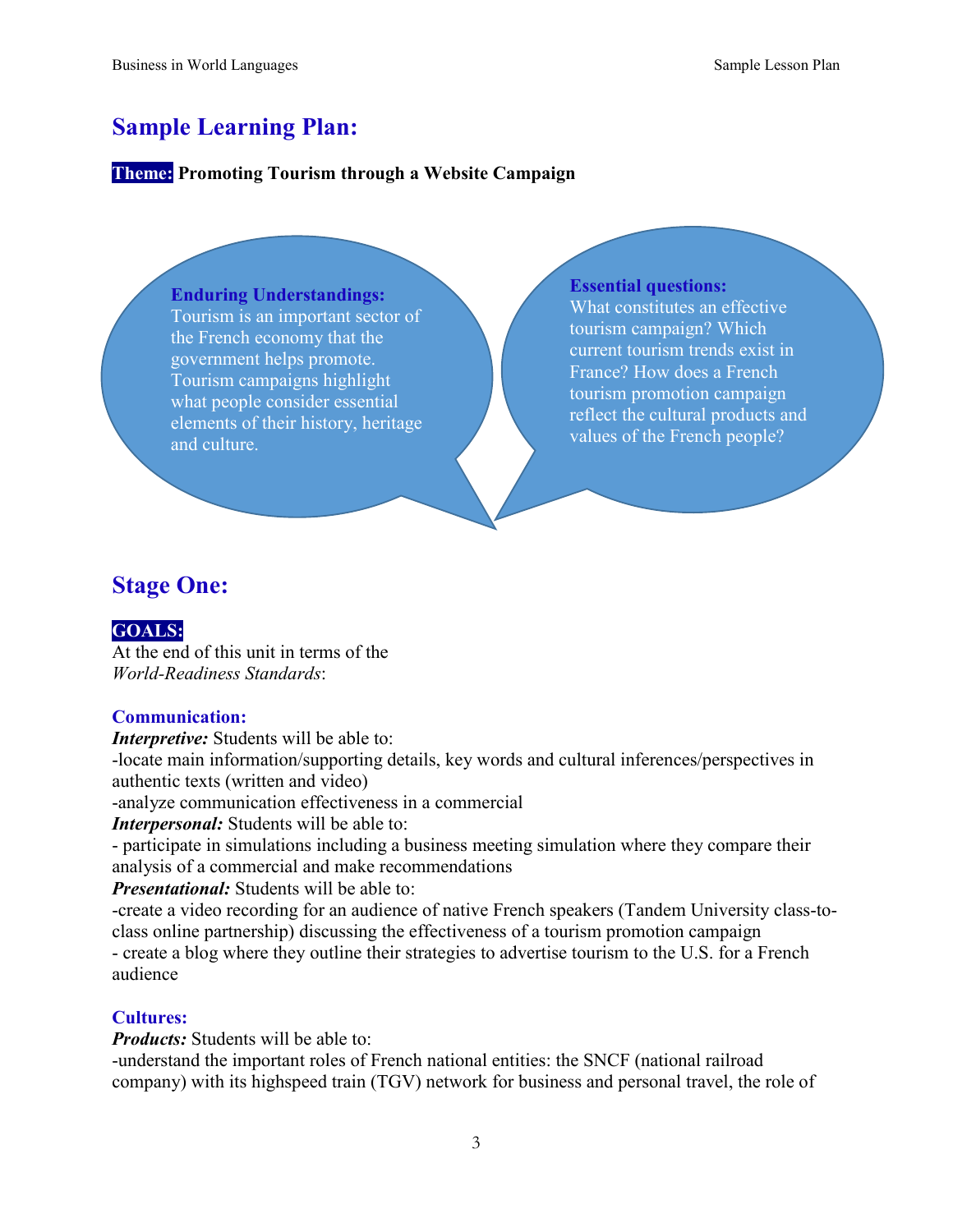## Sample Learning Plan:

**Theme: Promoting Tourism through a Website Campaign**

**Enduring Understandings:**
Tourism is an important sector of the French economy that the government helps promote. Tourism campaigns highlight what people consider essential elements of their history, heritage and culture.

**Essential questions:**
What constitutes an effective tourism campaign? Which current tourism trends exist in France? How does a French tourism promotion campaign reflect the cultural products and values of the French people?

## Stage One:

**GOALS:**

At the end of this unit in terms of the *World-Readiness Standards*:

### Communication:

***Interpretive:*** Students will be able to:
-locate main information/supporting details, key words and cultural inferences/perspectives in authentic texts (written and video)
-analyze communication effectiveness in a commercial

***Interpersonal:*** Students will be able to:
- participate in simulations including a business meeting simulation where they compare their analysis of a commercial and make recommendations

***Presentational:*** Students will be able to:
-create a video recording for an audience of native French speakers (Tandem University class-to-class online partnership) discussing the effectiveness of a tourism promotion campaign
- create a blog where they outline their strategies to advertise tourism to the U.S. for a French audience

### Cultures:

***Products:*** Students will be able to:
-understand the important roles of French national entities: the SNCF (national railroad company) with its highspeed train (TGV) network for business and personal travel, the role of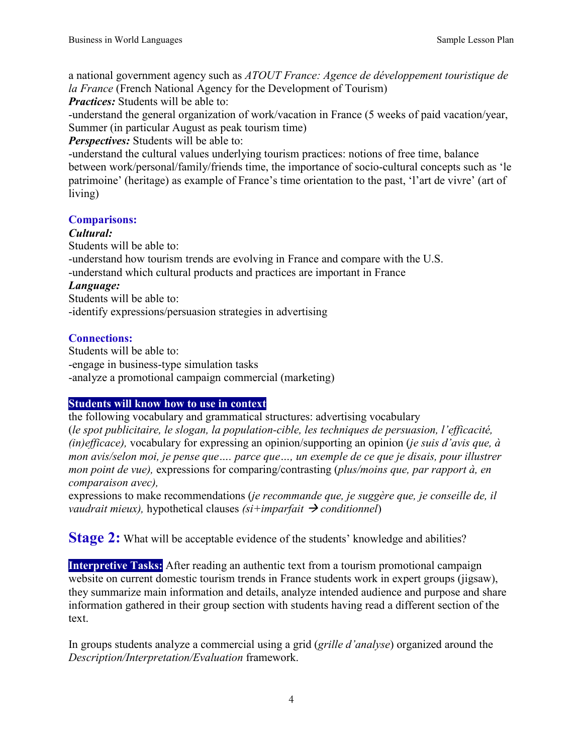a national government agency such as *ATOUT France: Agence de développement touristique de la France* (French National Agency for the Development of Tourism)

***Practices:*** Students will be able to:

-understand the general organization of work/vacation in France (5 weeks of paid vacation/year, Summer (in particular August as peak tourism time)

***Perspectives:*** Students will be able to:

-understand the cultural values underlying tourism practices: notions of free time, balance between work/personal/family/friends time, the importance of socio-cultural concepts such as 'le patrimoine' (heritage) as example of France's time orientation to the past, 'l'art de vivre' (art of living)

### Comparisons:

***Cultural:***

Students will be able to:

-understand how tourism trends are evolving in France and compare with the U.S.

-understand which cultural products and practices are important in France

***Language:***

Students will be able to:

-identify expressions/persuasion strategies in advertising

### Connections:

Students will be able to:

-engage in business-type simulation tasks

-analyze a promotional campaign commercial (marketing)

**Students will know how to use in context**

the following vocabulary and grammatical structures: advertising vocabulary (*le spot publicitaire, le slogan, la population-cible, les techniques de persuasion, l'efficacité, (in)efficace),* vocabulary for expressing an opinion/supporting an opinion (*je suis d'avis que, à mon avis/selon moi, je pense que…. parce que…, un exemple de ce que je disais, pour illustrer mon point de vue),* expressions for comparing/contrasting (*plus/moins que, par rapport à, en comparaison avec),*

expressions to make recommendations (*je recommande que, je suggère que, je conseille de, il vaudrait mieux),* hypothetical clauses *(si+imparfait → conditionnel*)

## Stage 2: What will be acceptable evidence of the students' knowledge and abilities?

**Interpretive Tasks:** After reading an authentic text from a tourism promotional campaign website on current domestic tourism trends in France students work in expert groups (jigsaw), they summarize main information and details, analyze intended audience and purpose and share information gathered in their group section with students having read a different section of the text.

In groups students analyze a commercial using a grid (*grille d'analyse*) organized around the *Description/Interpretation/Evaluation* framework.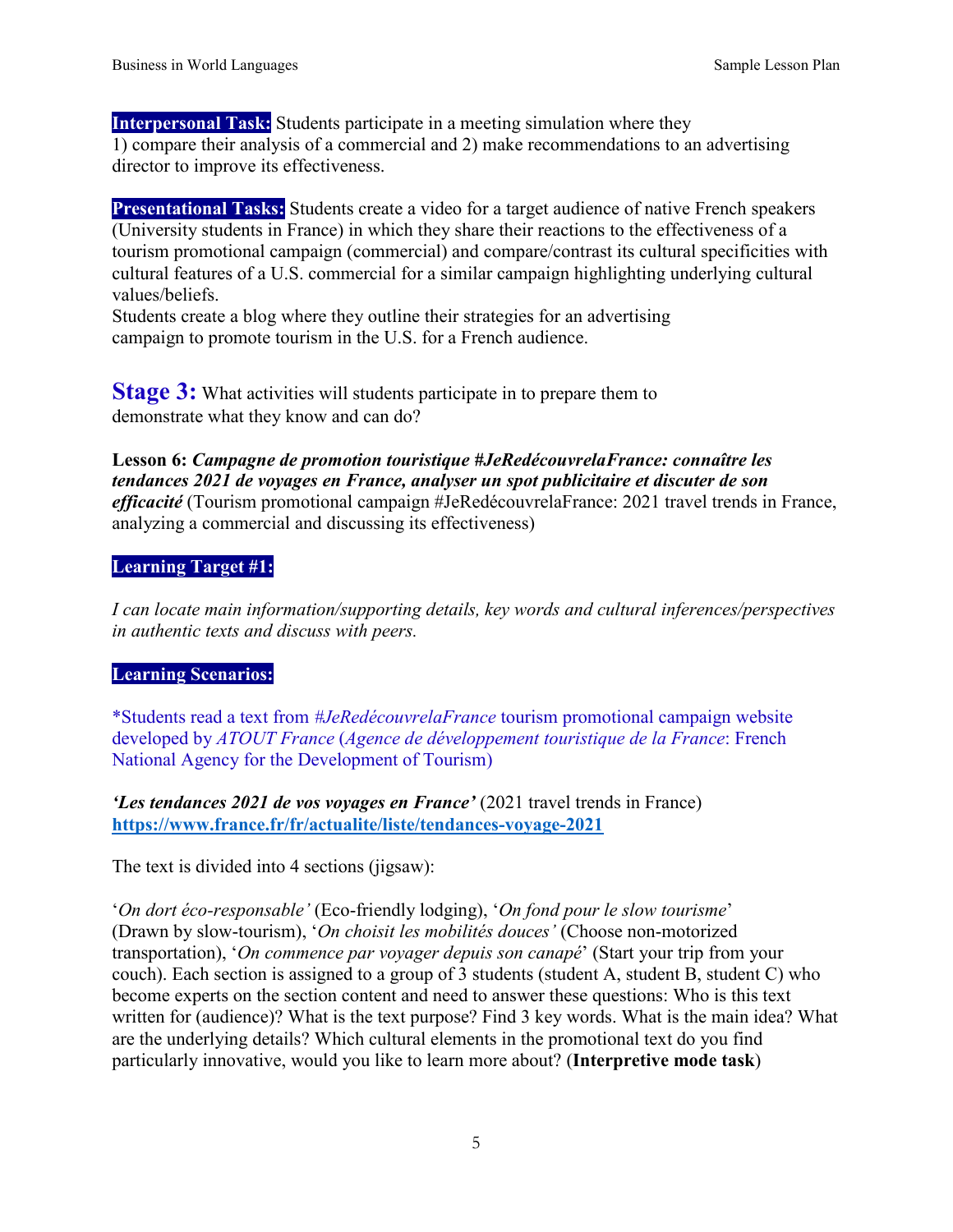**Interpersonal Task:** Students participate in a meeting simulation where they
1) compare their analysis of a commercial and 2) make recommendations to an advertising director to improve its effectiveness.

**Presentational Tasks:** Students create a video for a target audience of native French speakers (University students in France) in which they share their reactions to the effectiveness of a tourism promotional campaign (commercial) and compare/contrast its cultural specificities with cultural features of a U.S. commercial for a similar campaign highlighting underlying cultural values/beliefs.
Students create a blog where they outline their strategies for an advertising campaign to promote tourism in the U.S. for a French audience.

## Stage 3: What activities will students participate in to prepare them to demonstrate what they know and can do?

**Lesson 6: *Campagne de promotion touristique #JeRedécouvrelaFrance: connaître les tendances 2021 de voyages en France, analyser un spot publicitaire et discuter de son efficacité*** (Tourism promotional campaign #JeRedécouvrelaFrance: 2021 travel trends in France, analyzing a commercial and discussing its effectiveness)

**Learning Target #1:**

*I can locate main information/supporting details, key words and cultural inferences/perspectives in authentic texts and discuss with peers.*

**Learning Scenarios:**

*Students read a text from *#JeRedécouvrelaFrance* tourism promotional campaign website developed by *ATOUT France* (*Agence de développement touristique de la France*: French National Agency for the Development of Tourism)

***'Les tendances 2021 de vos voyages en France'*** (2021 travel trends in France)
**https://www.france.fr/fr/actualite/liste/tendances-voyage-2021**

The text is divided into 4 sections (jigsaw):

'*On dort éco-responsable'* (Eco-friendly lodging), '*On fond pour le slow tourisme*' (Drawn by slow-tourism), '*On choisit les mobilités douces'* (Choose non-motorized transportation), '*On commence par voyager depuis son canapé*' (Start your trip from your couch). Each section is assigned to a group of 3 students (student A, student B, student C) who become experts on the section content and need to answer these questions: Who is this text written for (audience)? What is the text purpose? Find 3 key words. What is the main idea? What are the underlying details? Which cultural elements in the promotional text do you find particularly innovative, would you like to learn more about? (**Interpretive mode task**)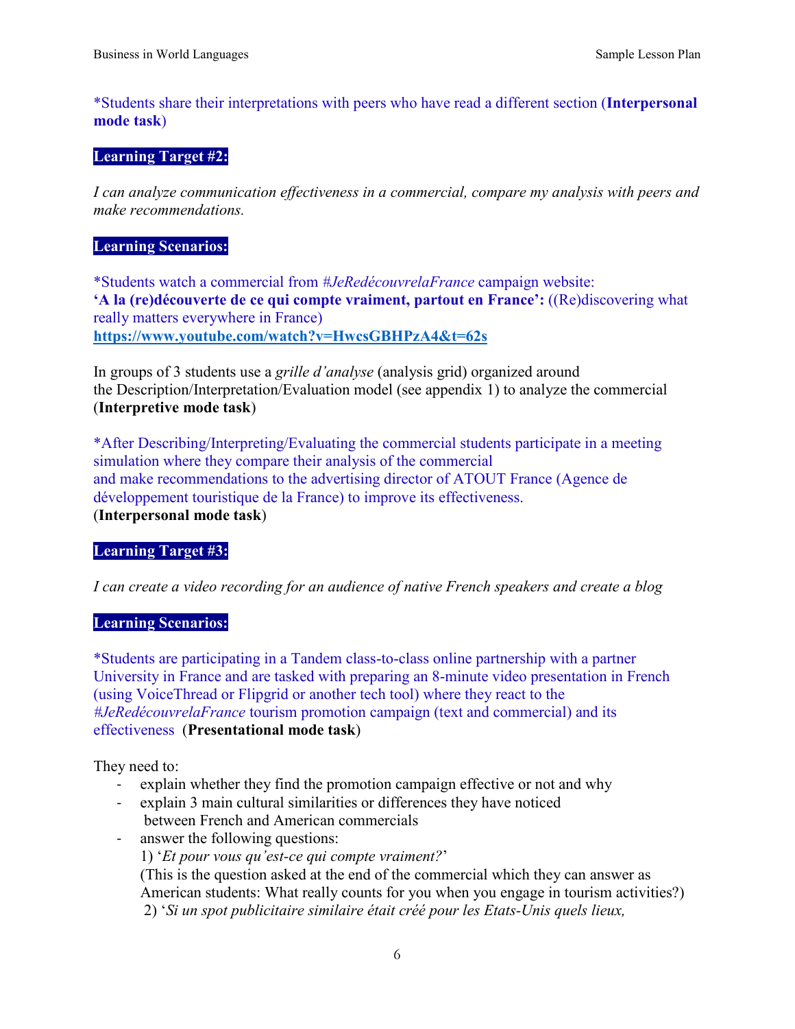*Students share their interpretations with peers who have read a different section (**Interpersonal mode task**)

**Learning Target #2:**

*I can analyze communication effectiveness in a commercial, compare my analysis with peers and make recommendations.*

**Learning Scenarios:**

*Students watch a commercial from *#JeRedécouvrelaFrance* campaign website:
**'A la (re)découverte de ce qui compte vraiment, partout en France':** ((Re)discovering what really matters everywhere in France)
**https://www.youtube.com/watch?v=HwcsGBHPzA4&t=62s**

In groups of 3 students use a *grille d'analyse* (analysis grid) organized around the Description/Interpretation/Evaluation model (see appendix 1) to analyze the commercial (**Interpretive mode task**)

*After Describing/Interpreting/Evaluating the commercial students participate in a meeting simulation where they compare their analysis of the commercial and make recommendations to the advertising director of ATOUT France (Agence de développement touristique de la France) to improve its effectiveness.
(**Interpersonal mode task**)

**Learning Target #3:**

*I can create a video recording for an audience of native French speakers and create a blog*

**Learning Scenarios:**

*Students are participating in a Tandem class-to-class online partnership with a partner University in France and are tasked with preparing an 8-minute video presentation in French (using VoiceThread or Flipgrid or another tech tool) where they react to the *#JeRedécouvrelaFrance* tourism promotion campaign (text and commercial) and its effectiveness (**Presentational mode task**)

They need to:

- explain whether they find the promotion campaign effective or not and why
- explain 3 main cultural similarities or differences they have noticed between French and American commercials
- answer the following questions:
  1) '*Et pour vous qu'est-ce qui compte vraiment?*'
  (This is the question asked at the end of the commercial which they can answer as American students: What really counts for you when you engage in tourism activities?)
  2) '*Si un spot publicitaire similaire était créé pour les Etats-Unis quels lieux,*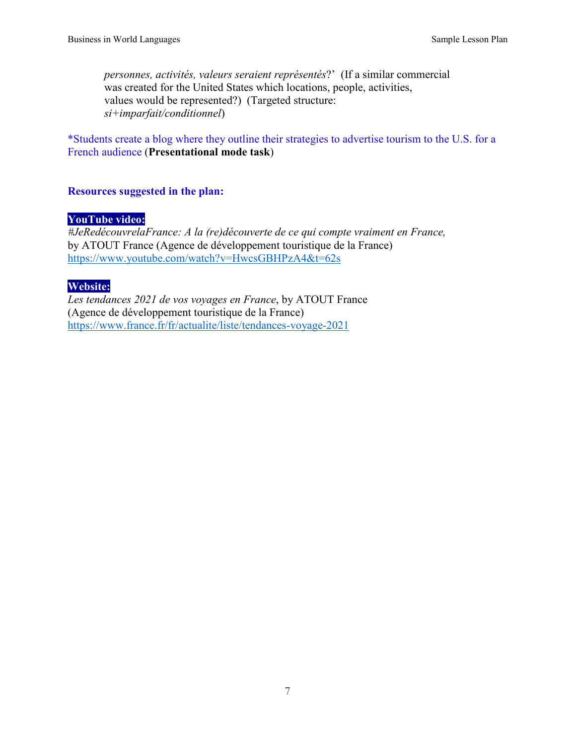*personnes, activités, valeurs seraient représentés*?' (If a similar commercial was created for the United States which locations, people, activities, values would be represented?) (Targeted structure: *si+imparfait/conditionnel*)

*Students create a blog where they outline their strategies to advertise tourism to the U.S. for a French audience (**Presentational mode task**)

**Resources suggested in the plan:**

**YouTube video:**
*#JeRedécouvrelaFrance: A la (re)découverte de ce qui compte vraiment en France,* by ATOUT France (Agence de développement touristique de la France)
https://www.youtube.com/watch?v=HwcsGBHPzA4&t=62s

**Website:**
*Les tendances 2021 de vos voyages en France*, by ATOUT France (Agence de développement touristique de la France)
https://www.france.fr/fr/actualite/liste/tendances-voyage-2021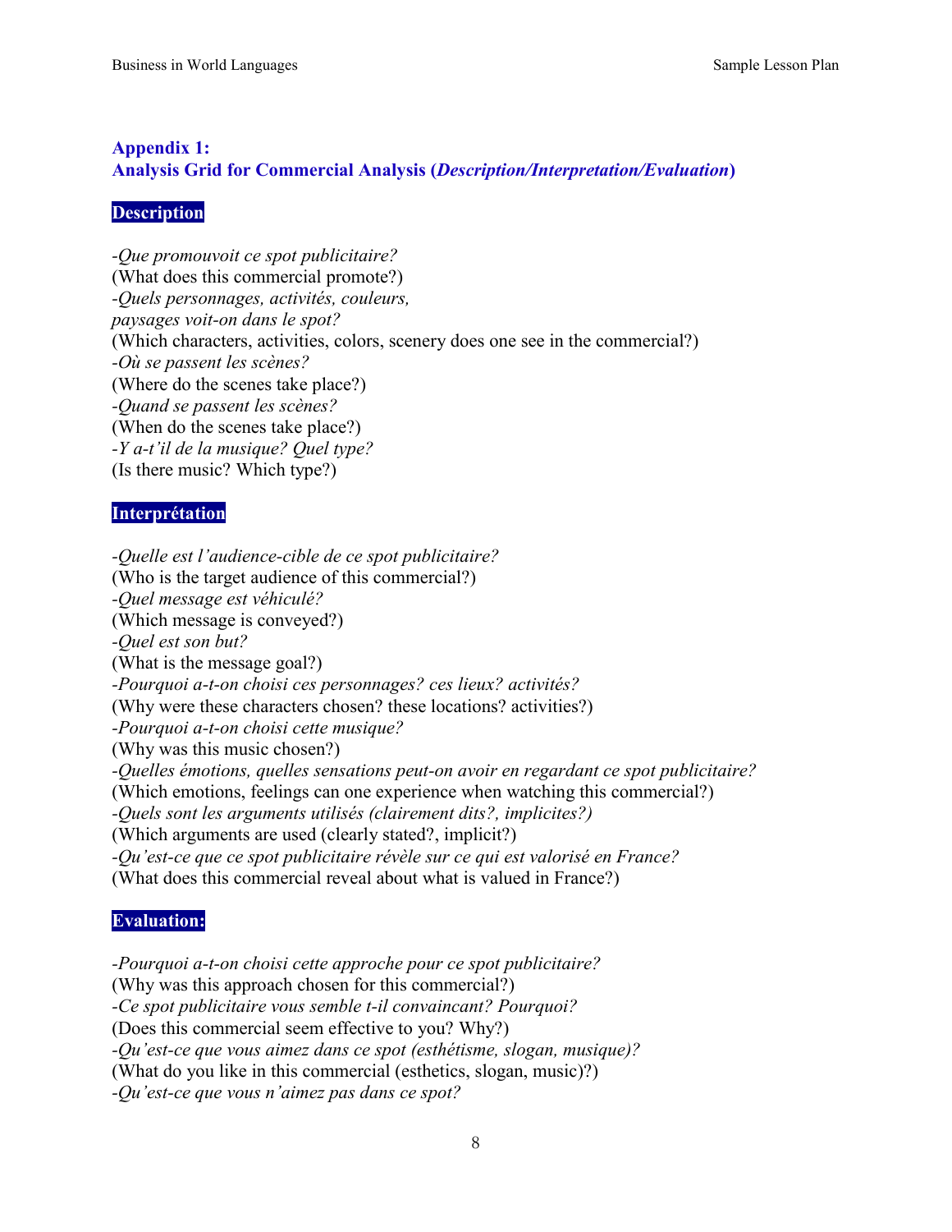## Appendix 1:
## Analysis Grid for Commercial Analysis (*Description/Interpretation/Evaluation*)

### Description

*-Que promouvoit ce spot publicitaire?*
(What does this commercial promote?)
*-Quels personnages, activités, couleurs,*
*paysages voit-on dans le spot?*
(Which characters, activities, colors, scenery does one see in the commercial?)
*-Où se passent les scènes?*
(Where do the scenes take place?)
*-Quand se passent les scènes?*
(When do the scenes take place?)
*-Y a-t'il de la musique? Quel type?*
(Is there music? Which type?)

### Interprétation

*-Quelle est l'audience-cible de ce spot publicitaire?*
(Who is the target audience of this commercial?)
*-Quel message est véhiculé?*
(Which message is conveyed?)
*-Quel est son but?*
(What is the message goal?)
*-Pourquoi a-t-on choisi ces personnages? ces lieux? activités?*
(Why were these characters chosen? these locations? activities?)
*-Pourquoi a-t-on choisi cette musique?*
(Why was this music chosen?)
*-Quelles émotions, quelles sensations peut-on avoir en regardant ce spot publicitaire?*
(Which emotions, feelings can one experience when watching this commercial?)
*-Quels sont les arguments utilisés (clairement dits?, implicites?)*
(Which arguments are used (clearly stated?, implicit?)
*-Qu'est-ce que ce spot publicitaire révèle sur ce qui est valorisé en France?*
(What does this commercial reveal about what is valued in France?)

### Evaluation:

*-Pourquoi a-t-on choisi cette approche pour ce spot publicitaire?*
(Why was this approach chosen for this commercial?)
*-Ce spot publicitaire vous semble t-il convaincant? Pourquoi?*
(Does this commercial seem effective to you? Why?)
*-Qu'est-ce que vous aimez dans ce spot (esthétisme, slogan, musique)?*
(What do you like in this commercial (esthetics, slogan, music)?)
*-Qu'est-ce que vous n'aimez pas dans ce spot?*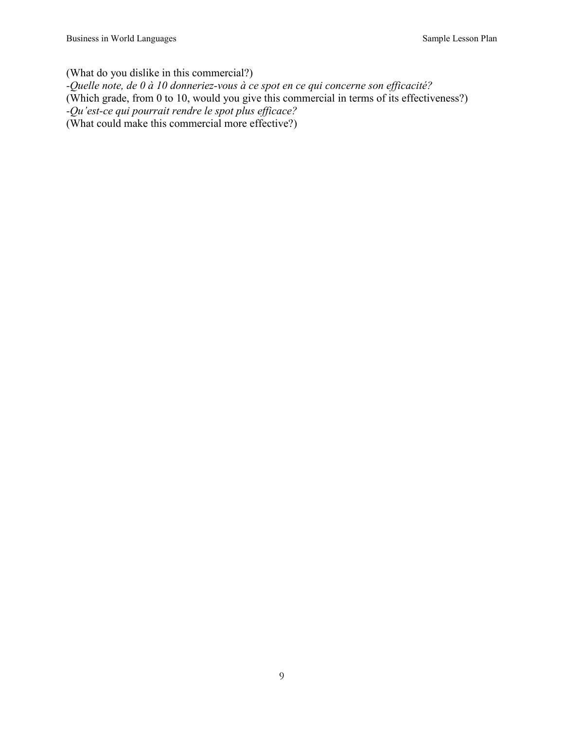(What do you dislike in this commercial?)
-*Quelle note, de 0 à 10 donneriez-vous à ce spot en ce qui concerne son efficacité?*
(Which grade, from 0 to 10, would you give this commercial in terms of its effectiveness?)
-*Qu'est-ce qui pourrait rendre le spot plus efficace?*
(What could make this commercial more effective?)